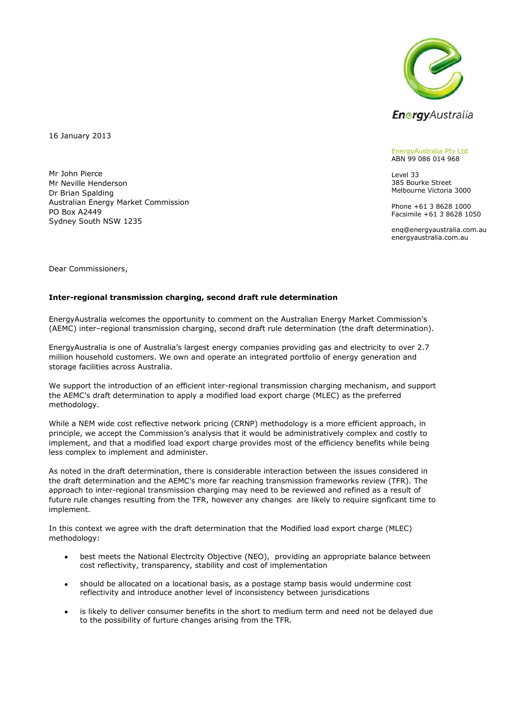EnergyAustralia

16 January 2013

EnergyAustralia Pty Ltd
ABN 99 086 014 968

Level 33
385 Bourke Street
Melbourne Victoria 3000

Phone +61 3 8628 1000
Facsimile +61 3 8628 1050

enq@energyaustralia.com.au
energyaustralia.com.au

Mr John Pierce
Mr Neville Henderson
Dr Brian Spalding
Australian Energy Market Commission
PO Box A2449
Sydney South NSW 1235

Dear Commissioners,

**Inter-regional transmission charging, second draft rule determination**

EnergyAustralia welcomes the opportunity to comment on the Australian Energy Market Commission's (AEMC) inter–regional transmission charging, second draft rule determination (the draft determination).

EnergyAustralia is one of Australia's largest energy companies providing gas and electricity to over 2.7 million household customers. We own and operate an integrated portfolio of energy generation and storage facilities across Australia.

We support the introduction of an efficient inter-regional transmission charging mechanism, and support the AEMC's draft determination to apply a modified load export charge (MLEC) as the preferred methodology.

While a NEM wide cost reflective network pricing (CRNP) methodology is a more efficient approach, in principle, we accept the Commission's analysis that it would be administratively complex and costly to implement, and that a modified load export charge provides most of the efficiency benefits while being less complex to implement and administer.

As noted in the draft determination, there is considerable interaction between the issues considered in the draft determination and the AEMC's more far reaching transmission frameworks review (TFR). The approach to inter-regional transmission charging may need to be reviewed and refined as a result of future rule changes resulting from the TFR, however any changes are likely to require signficant time to implement.

In this context we agree with the draft determination that the Modified load export charge (MLEC) methodology:

- best meets the National Electrcity Objective (NEO), providing an appropriate balance between cost reflectivity, transparency, stability and cost of implementation
- should be allocated on a locational basis, as a postage stamp basis would undermine cost reflectivity and introduce another level of inconsistency between jurisdications
- is likely to deliver consumer benefits in the short to medium term and need not be delayed due to the possibility of furture changes arising from the TFR.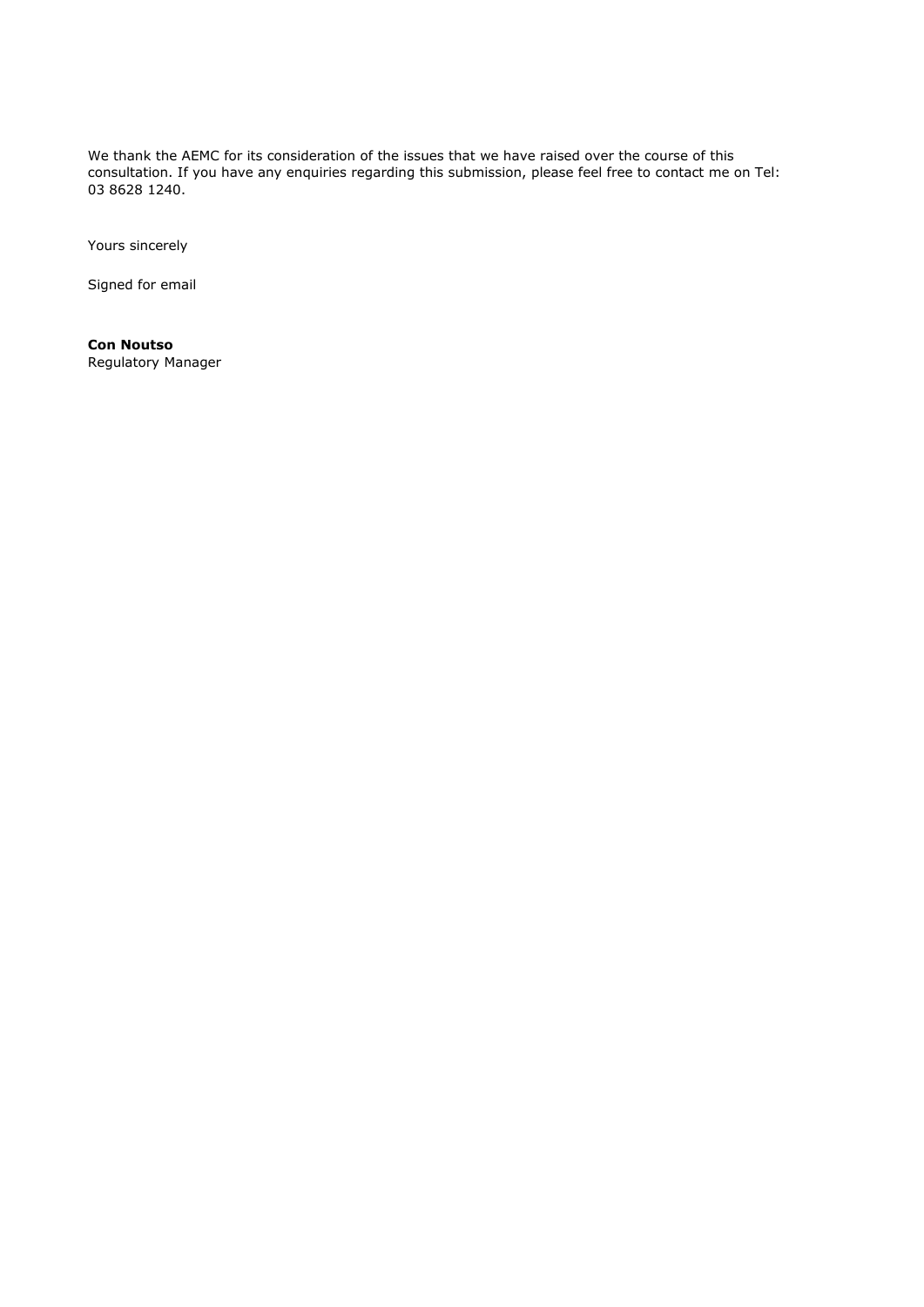We thank the AEMC for its consideration of the issues that we have raised over the course of this consultation. If you have any enquiries regarding this submission, please feel free to contact me on Tel: 03 8628 1240.

Yours sincerely

Signed for email

**Con Noutso**
Regulatory Manager